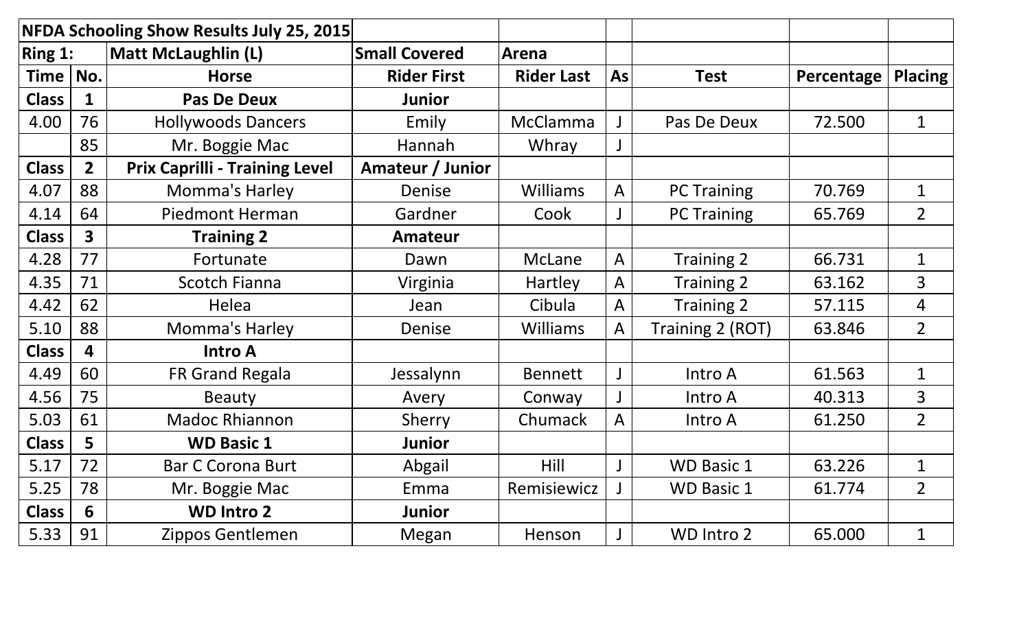| NFDA Schooling Show Results July 25, 2015 | | | | | | | | |
|---|---|---|---|---|---|---|---|---|
| **Ring 1:** | | **Matt McLaughlin (L)** | **Small Covered** | **Arena** | | | | |
| **Time** | **No.** | **Horse** | **Rider First** | **Rider Last** | **As** | **Test** | **Percentage** | **Placing** |
| **Class** | **1** | **Pas De Deux** | **Junior** | | | | | |
| 4.00 | 76 | Hollywoods Dancers | Emily | McClamma | J | Pas De Deux | 72.500 | 1 |
| | 85 | Mr. Boggie Mac | Hannah | Whray | J | | | |
| **Class** | **2** | **Prix Caprilli - Training Level** | **Amateur / Junior** | | | | | |
| 4.07 | 88 | Momma's Harley | Denise | Williams | A | PC Training | 70.769 | 1 |
| 4.14 | 64 | Piedmont Herman | Gardner | Cook | J | PC Training | 65.769 | 2 |
| **Class** | **3** | **Training 2** | **Amateur** | | | | | |
| 4.28 | 77 | Fortunate | Dawn | McLane | A | Training 2 | 66.731 | 1 |
| 4.35 | 71 | Scotch Fianna | Virginia | Hartley | A | Training 2 | 63.162 | 3 |
| 4.42 | 62 | Helea | Jean | Cibula | A | Training 2 | 57.115 | 4 |
| 5.10 | 88 | Momma's Harley | Denise | Williams | A | Training 2 (ROT) | 63.846 | 2 |
| **Class** | **4** | **Intro A** | | | | | | |
| 4.49 | 60 | FR Grand Regala | Jessalynn | Bennett | J | Intro A | 61.563 | 1 |
| 4.56 | 75 | Beauty | Avery | Conway | J | Intro A | 40.313 | 3 |
| 5.03 | 61 | Madoc Rhiannon | Sherry | Chumack | A | Intro A | 61.250 | 2 |
| **Class** | **5** | **WD Basic 1** | **Junior** | | | | | |
| 5.17 | 72 | Bar C Corona Burt | Abgail | Hill | J | WD Basic 1 | 63.226 | 1 |
| 5.25 | 78 | Mr. Boggie Mac | Emma | Remisiewicz | J | WD Basic 1 | 61.774 | 2 |
| **Class** | **6** | **WD Intro 2** | **Junior** | | | | | |
| 5.33 | 91 | Zippos Gentlemen | Megan | Henson | J | WD Intro 2 | 65.000 | 1 |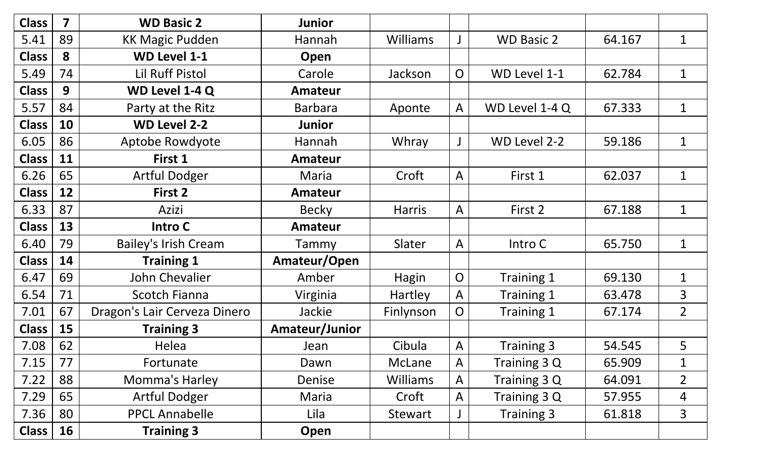| Class | 7 | WD Basic 2 | Junior | | | | | |
|---|---|---|---|---|---|---|---|---|
| 5.41 | 89 | KK Magic Pudden | Hannah | Williams | J | WD Basic 2 | 64.167 | 1 |
| **Class** | **8** | **WD Level 1-1** | **Open** | | | | | |
| 5.49 | 74 | Lil Ruff Pistol | Carole | Jackson | O | WD Level 1-1 | 62.784 | 1 |
| **Class** | **9** | **WD Level 1-4 Q** | **Amateur** | | | | | |
| 5.57 | 84 | Party at the Ritz | Barbara | Aponte | A | WD Level 1-4 Q | 67.333 | 1 |
| **Class** | **10** | **WD Level 2-2** | **Junior** | | | | | |
| 6.05 | 86 | Aptobe Rowdyote | Hannah | Whray | J | WD Level 2-2 | 59.186 | 1 |
| **Class** | **11** | **First 1** | **Amateur** | | | | | |
| 6.26 | 65 | Artful Dodger | Maria | Croft | A | First 1 | 62.037 | 1 |
| **Class** | **12** | **First 2** | **Amateur** | | | | | |
| 6.33 | 87 | Azizi | Becky | Harris | A | First 2 | 67.188 | 1 |
| **Class** | **13** | **Intro C** | **Amateur** | | | | | |
| 6.40 | 79 | Bailey's Irish Cream | Tammy | Slater | A | Intro C | 65.750 | 1 |
| **Class** | **14** | **Training 1** | **Amateur/Open** | | | | | |
| 6.47 | 69 | John Chevalier | Amber | Hagin | O | Training 1 | 69.130 | 1 |
| 6.54 | 71 | Scotch Fianna | Virginia | Hartley | A | Training 1 | 63.478 | 3 |
| 7.01 | 67 | Dragon's Lair Cerveza Dinero | Jackie | Finlynson | O | Training 1 | 67.174 | 2 |
| **Class** | **15** | **Training 3** | **Amateur/Junior** | | | | | |
| 7.08 | 62 | Helea | Jean | Cibula | A | Training 3 | 54.545 | 5 |
| 7.15 | 77 | Fortunate | Dawn | McLane | A | Training 3 Q | 65.909 | 1 |
| 7.22 | 88 | Momma's Harley | Denise | Williams | A | Training 3 Q | 64.091 | 2 |
| 7.29 | 65 | Artful Dodger | Maria | Croft | A | Training 3 Q | 57.955 | 4 |
| 7.36 | 80 | PPCL Annabelle | Lila | Stewart | J | Training 3 | 61.818 | 3 |
| **Class** | **16** | **Training 3** | **Open** | | | | | |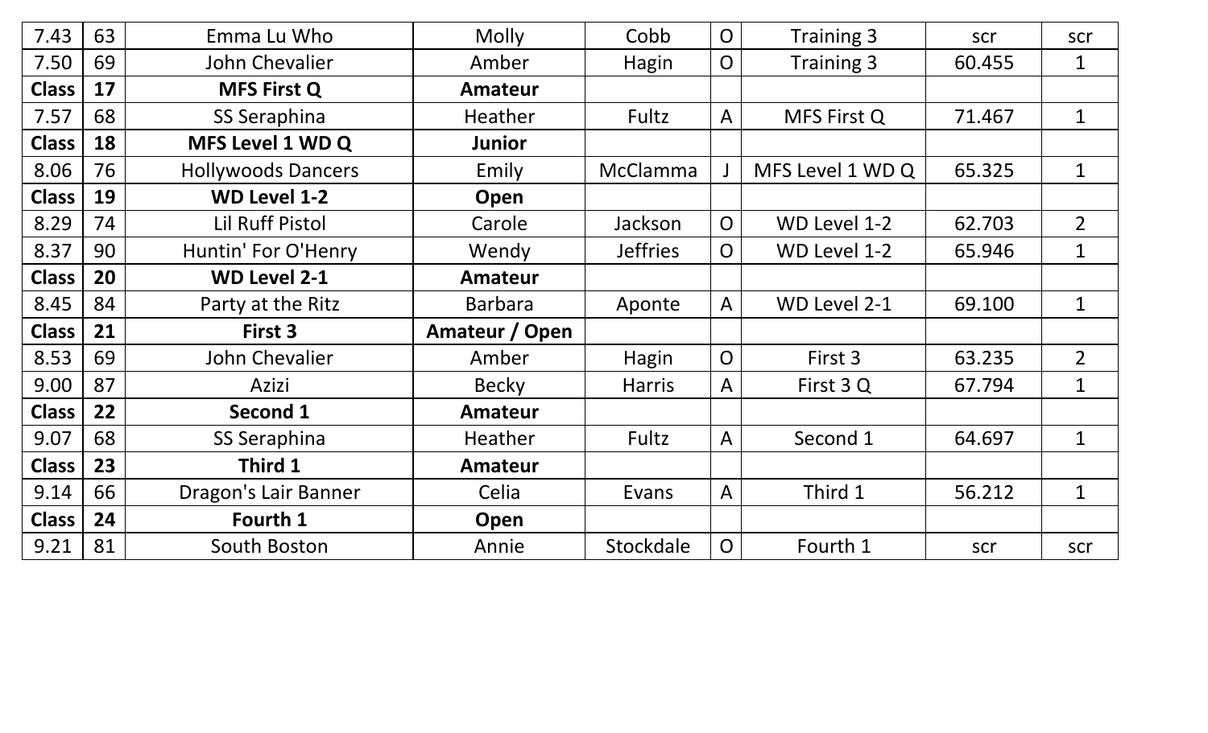| 7.43 | 63 | Emma Lu Who | Molly | Cobb | O | Training 3 | scr | scr |
|---|---|---|---|---|---|---|---|---|
| 7.50 | 69 | John Chevalier | Amber | Hagin | O | Training 3 | 60.455 | 1 |
| **Class** | **17** | **MFS First Q** | **Amateur** | | | | | |
| 7.57 | 68 | SS Seraphina | Heather | Fultz | A | MFS First Q | 71.467 | 1 |
| **Class** | **18** | **MFS Level 1 WD Q** | **Junior** | | | | | |
| 8.06 | 76 | Hollywoods Dancers | Emily | McClamma | J | MFS Level 1 WD Q | 65.325 | 1 |
| **Class** | **19** | **WD Level 1-2** | **Open** | | | | | |
| 8.29 | 74 | Lil Ruff Pistol | Carole | Jackson | O | WD Level 1-2 | 62.703 | 2 |
| 8.37 | 90 | Huntin' For O'Henry | Wendy | Jeffries | O | WD Level 1-2 | 65.946 | 1 |
| **Class** | **20** | **WD Level 2-1** | **Amateur** | | | | | |
| 8.45 | 84 | Party at the Ritz | Barbara | Aponte | A | WD Level 2-1 | 69.100 | 1 |
| **Class** | **21** | **First 3** | **Amateur / Open** | | | | | |
| 8.53 | 69 | John Chevalier | Amber | Hagin | O | First 3 | 63.235 | 2 |
| 9.00 | 87 | Azizi | Becky | Harris | A | First 3 Q | 67.794 | 1 |
| **Class** | **22** | **Second 1** | **Amateur** | | | | | |
| 9.07 | 68 | SS Seraphina | Heather | Fultz | A | Second 1 | 64.697 | 1 |
| **Class** | **23** | **Third 1** | **Amateur** | | | | | |
| 9.14 | 66 | Dragon's Lair Banner | Celia | Evans | A | Third 1 | 56.212 | 1 |
| **Class** | **24** | **Fourth 1** | **Open** | | | | | |
| 9.21 | 81 | South Boston | Annie | Stockdale | O | Fourth 1 | scr | scr |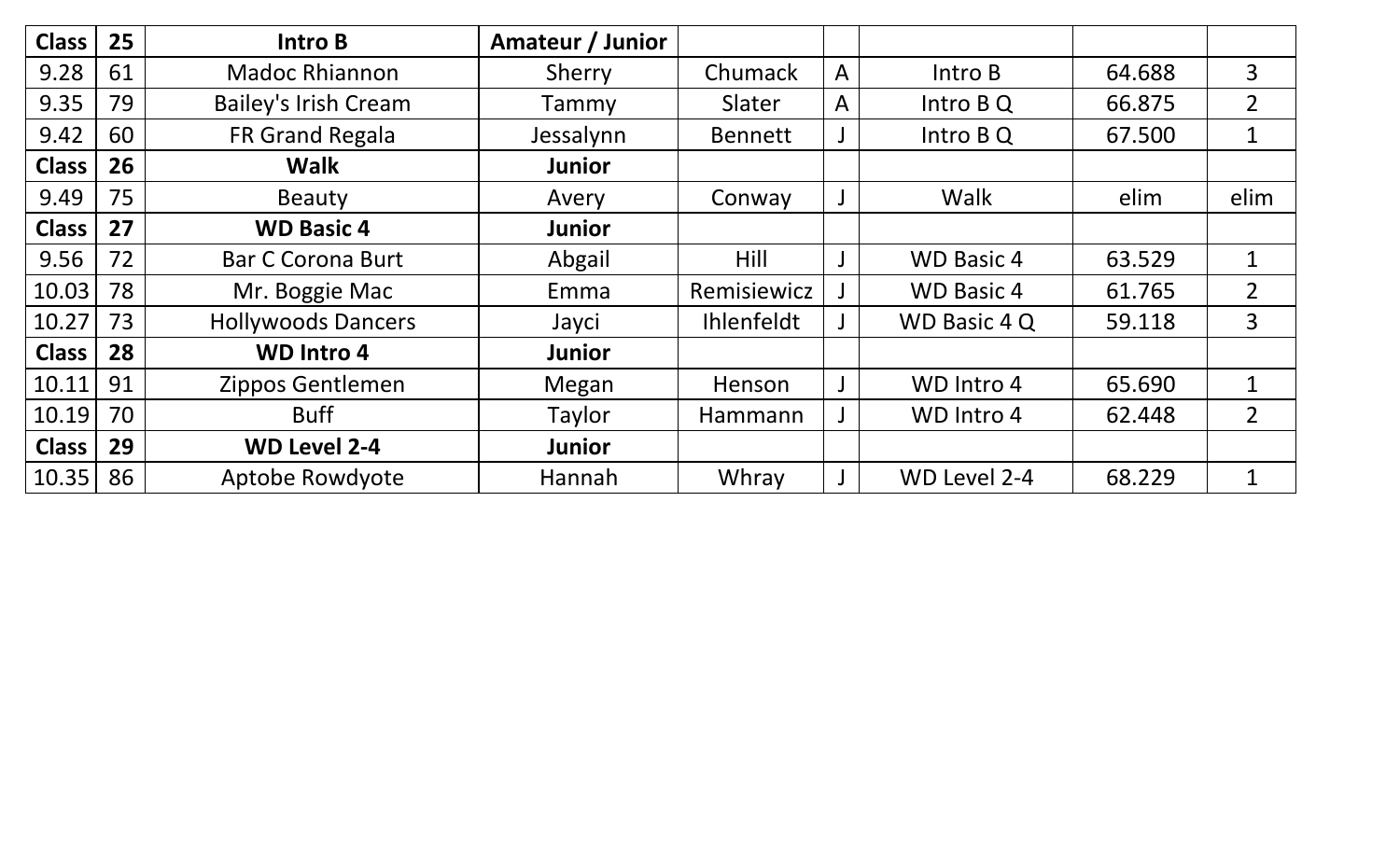| Class | 25 | Intro B | Amateur / Junior | | | | | |
|---|---|---|---|---|---|---|---|---|
| 9.28 | 61 | Madoc Rhiannon | Sherry | Chumack | A | Intro B | 64.688 | 3 |
| 9.35 | 79 | Bailey's Irish Cream | Tammy | Slater | A | Intro B Q | 66.875 | 2 |
| 9.42 | 60 | FR Grand Regala | Jessalynn | Bennett | J | Intro B Q | 67.500 | 1 |
| **Class** | **26** | **Walk** | **Junior** | | | | | |
| 9.49 | 75 | Beauty | Avery | Conway | J | Walk | elim | elim |
| **Class** | **27** | **WD Basic 4** | **Junior** | | | | | |
| 9.56 | 72 | Bar C Corona Burt | Abgail | Hill | J | WD Basic 4 | 63.529 | 1 |
| 10.03 | 78 | Mr. Boggie Mac | Emma | Remisiewicz | J | WD Basic 4 | 61.765 | 2 |
| 10.27 | 73 | Hollywoods Dancers | Jayci | Ihlenfeldt | J | WD Basic 4 Q | 59.118 | 3 |
| **Class** | **28** | **WD Intro 4** | **Junior** | | | | | |
| 10.11 | 91 | Zippos Gentlemen | Megan | Henson | J | WD Intro 4 | 65.690 | 1 |
| 10.19 | 70 | Buff | Taylor | Hammann | J | WD Intro 4 | 62.448 | 2 |
| **Class** | **29** | **WD Level 2-4** | **Junior** | | | | | |
| 10.35 | 86 | Aptobe Rowdyote | Hannah | Whray | J | WD Level 2-4 | 68.229 | 1 |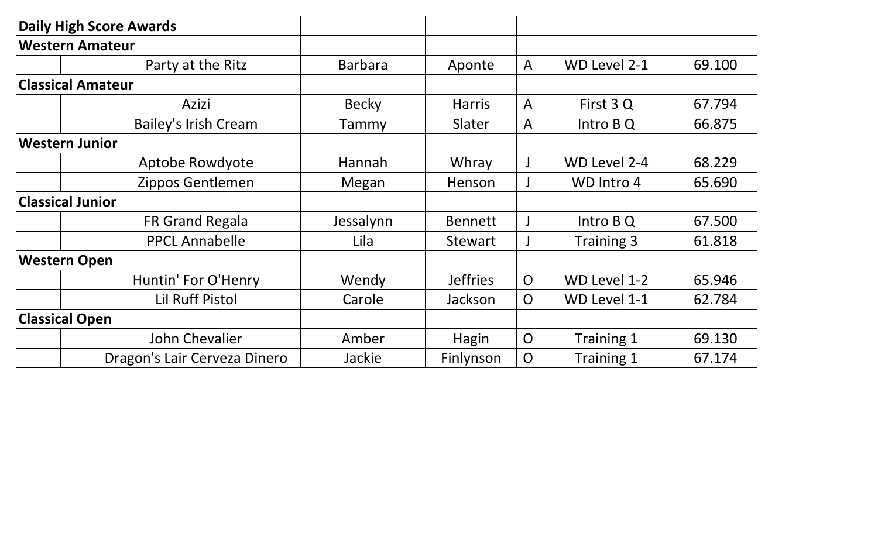| | | | | | | | |
|---|---|---|---|---|---|---|---|
| **Daily High Score Awards** | | | | | | | |
| **Western Amateur** | | | | | | | |
| | | Party at the Ritz | Barbara | Aponte | A | WD Level 2-1 | 69.100 |
| **Classical Amateur** | | | | | | | |
| | | Azizi | Becky | Harris | A | First 3 Q | 67.794 |
| | | Bailey's Irish Cream | Tammy | Slater | A | Intro B Q | 66.875 |
| **Western Junior** | | | | | | | |
| | | Aptobe Rowdyote | Hannah | Whray | J | WD Level 2-4 | 68.229 |
| | | Zippos Gentlemen | Megan | Henson | J | WD Intro 4 | 65.690 |
| **Classical Junior** | | | | | | | |
| | | FR Grand Regala | Jessalynn | Bennett | J | Intro B Q | 67.500 |
| | | PPCL Annabelle | Lila | Stewart | J | Training 3 | 61.818 |
| **Western Open** | | | | | | | |
| | | Huntin' For O'Henry | Wendy | Jeffries | O | WD Level 1-2 | 65.946 |
| | | Lil Ruff Pistol | Carole | Jackson | O | WD Level 1-1 | 62.784 |
| **Classical Open** | | | | | | | |
| | | John Chevalier | Amber | Hagin | O | Training 1 | 69.130 |
| | | Dragon's Lair Cerveza Dinero | Jackie | Finlynson | O | Training 1 | 67.174 |